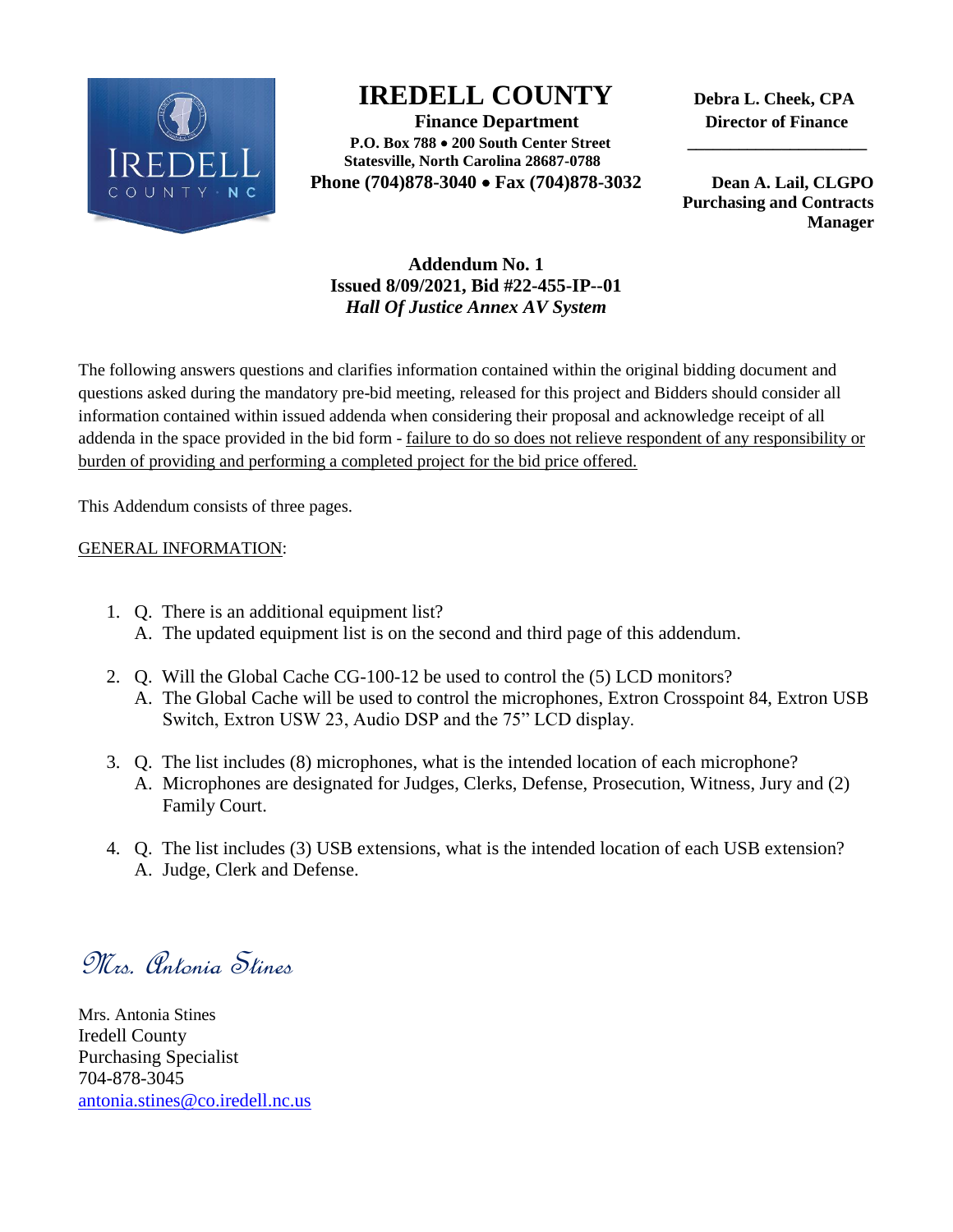# IREDELL COUNTY

**Finance Department**
**P.O. Box 788 • 200 South Center Street**
**Statesville, North Carolina 28687-0788**
**Phone (704)878-3040 • Fax (704)878-3032**

**Debra L. Cheek, CPA**
**Director of Finance**

**Dean A. Lail, CLGPO**
**Purchasing and Contracts Manager**

**Addendum No. 1**
**Issued 8/09/2021, Bid #22-455-IP--01**
***Hall Of Justice Annex AV System***

The following answers questions and clarifies information contained within the original bidding document and questions asked during the mandatory pre-bid meeting, released for this project and Bidders should consider all information contained within issued addenda when considering their proposal and acknowledge receipt of all addenda in the space provided in the bid form - <u>failure to do so does not relieve respondent of any responsibility or burden of providing and performing a completed project for the bid price offered.</u>

This Addendum consists of three pages.

<u>GENERAL INFORMATION</u>:

1. Q. There is an additional equipment list?
   A. The updated equipment list is on the second and third page of this addendum.

2. Q. Will the Global Cache CG-100-12 be used to control the (5) LCD monitors?
   A. The Global Cache will be used to control the microphones, Extron Crosspoint 84, Extron USB Switch, Extron USW 23, Audio DSP and the 75" LCD display.

3. Q. The list includes (8) microphones, what is the intended location of each microphone?
   A. Microphones are designated for Judges, Clerks, Defense, Prosecution, Witness, Jury and (2) Family Court.

4. Q. The list includes (3) USB extensions, what is the intended location of each USB extension?
   A. Judge, Clerk and Defense.

*Mrs. Antonia Stines*

Mrs. Antonia Stines
Iredell County
Purchasing Specialist
704-878-3045
antonia.stines@co.iredell.nc.us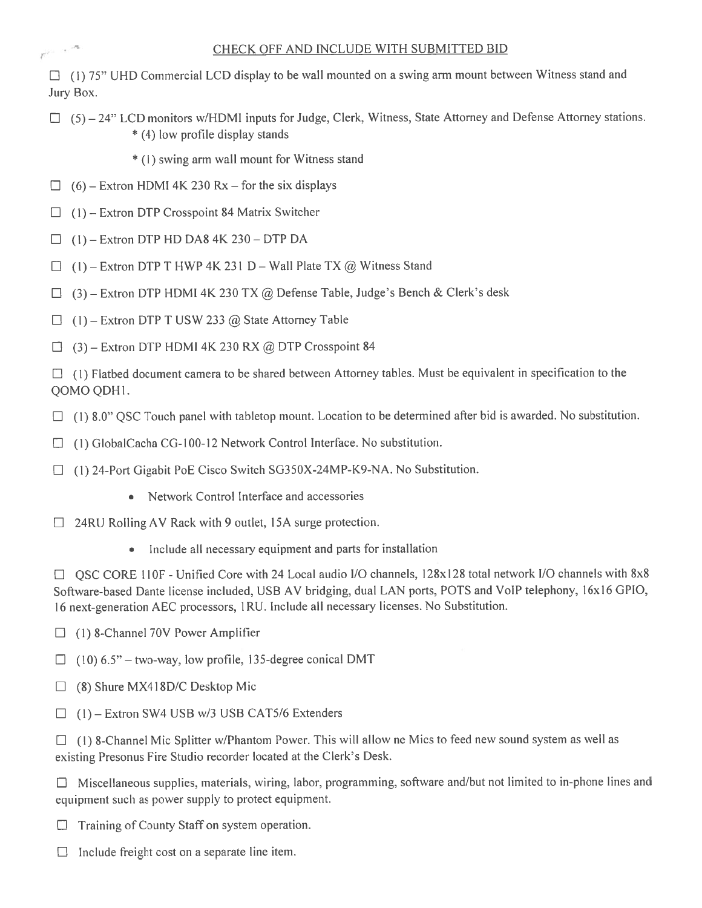CHECK OFF AND INCLUDE WITH SUBMITTED BID

☐ (1) 75" UHD Commercial LCD display to be wall mounted on a swing arm mount between Witness stand and Jury Box.

☐ (5) – 24" LCD monitors w/HDMI inputs for Judge, Clerk, Witness, State Attorney and Defense Attorney stations.
  * (4) low profile display stands
  * (1) swing arm wall mount for Witness stand

☐ (6) – Extron HDMI 4K 230 Rx – for the six displays

☐ (1) – Extron DTP Crosspoint 84 Matrix Switcher

☐ (1) – Extron DTP HD DA8 4K 230 – DTP DA

☐ (1) – Extron DTP T HWP 4K 231 D – Wall Plate TX @ Witness Stand

☐ (3) – Extron DTP HDMI 4K 230 TX @ Defense Table, Judge's Bench & Clerk's desk

☐ (1) – Extron DTP T USW 233 @ State Attorney Table

☐ (3) – Extron DTP HDMI 4K 230 RX @ DTP Crosspoint 84

☐ (1) Flatbed document camera to be shared between Attorney tables. Must be equivalent in specification to the QOMO QDH1.

☐ (1) 8.0" QSC Touch panel with tabletop mount. Location to be determined after bid is awarded. No substitution.

☐ (1) GlobalCacha CG-100-12 Network Control Interface. No substitution.

☐ (1) 24-Port Gigabit PoE Cisco Switch SG350X-24MP-K9-NA. No Substitution.

- Network Control Interface and accessories

☐ 24RU Rolling AV Rack with 9 outlet, 15A surge protection.

- Include all necessary equipment and parts for installation

☐ QSC CORE 110F - Unified Core with 24 Local audio I/O channels, 128x128 total network I/O channels with 8x8 Software-based Dante license included, USB AV bridging, dual LAN ports, POTS and VoIP telephony, 16x16 GPIO, 16 next-generation AEC processors, 1RU. Include all necessary licenses. No Substitution.

☐ (1) 8-Channel 70V Power Amplifier

☐ (10) 6.5" – two-way, low profile, 135-degree conical DMT

☐ (8) Shure MX418D/C Desktop Mic

☐ (1) – Extron SW4 USB w/3 USB CAT5/6 Extenders

☐ (1) 8-Channel Mic Splitter w/Phantom Power. This will allow ne Mics to feed new sound system as well as existing Presonus Fire Studio recorder located at the Clerk's Desk.

☐ Miscellaneous supplies, materials, wiring, labor, programming, software and/but not limited to in-phone lines and equipment such as power supply to protect equipment.

☐ Training of County Staff on system operation.

☐ Include freight cost on a separate line item.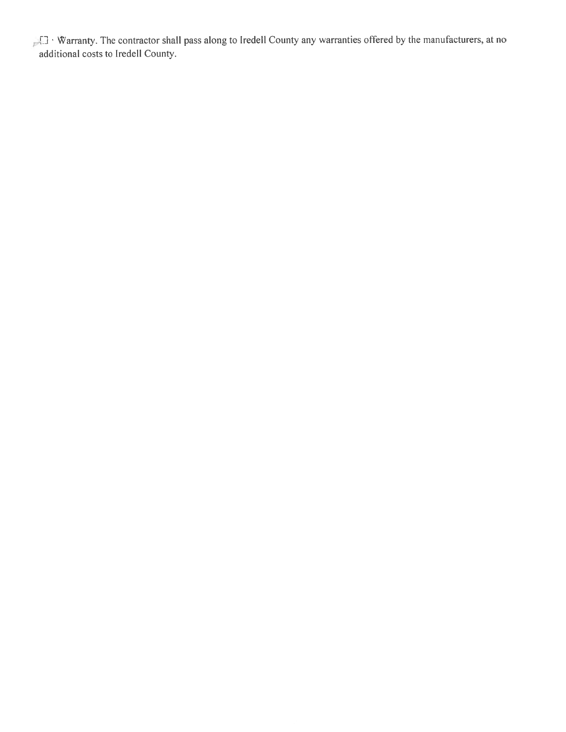Warranty. The contractor shall pass along to Iredell County any warranties offered by the manufacturers, at no additional costs to Iredell County.